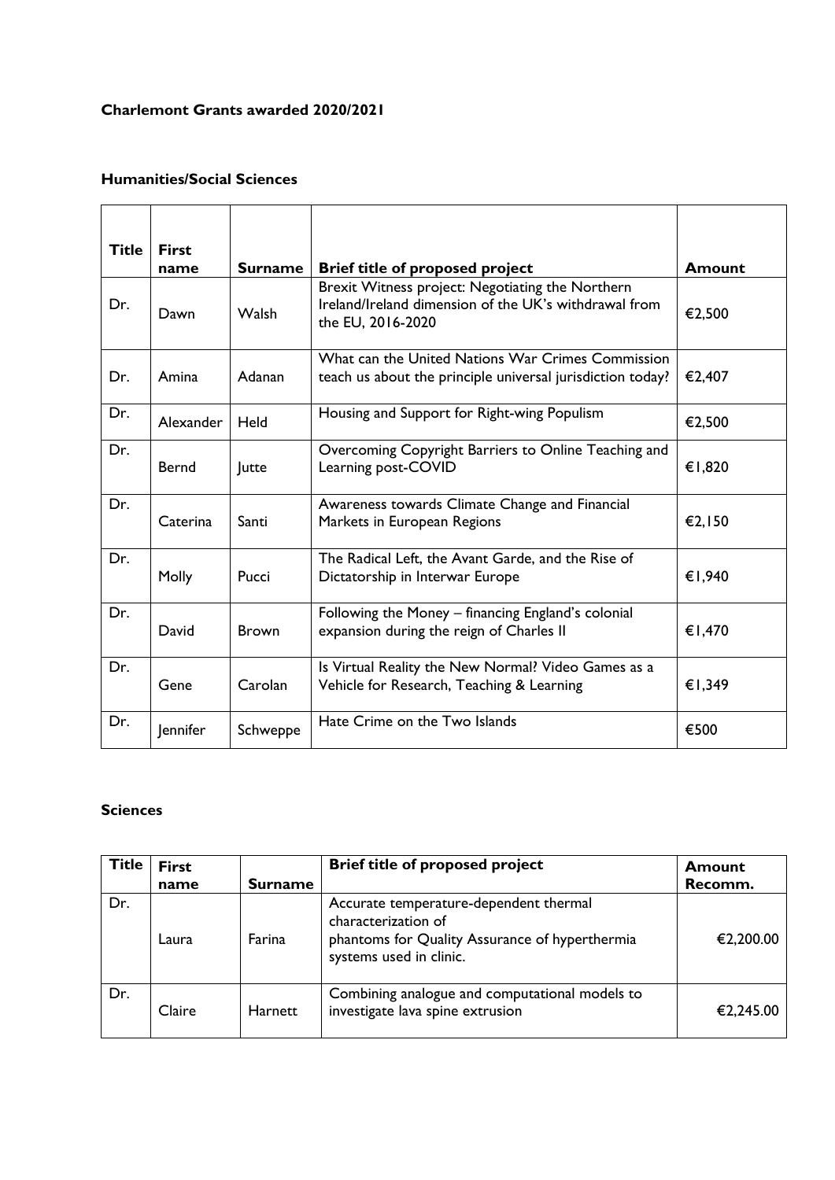**Charlemont Grants awarded 2020/2021**

**Humanities/Social Sciences**

| Title | First name | Surname | Brief title of proposed project | Amount |
|---|---|---|---|---|
| Dr. | Dawn | Walsh | Brexit Witness project: Negotiating the Northern Ireland/Ireland dimension of the UK's withdrawal from the EU, 2016-2020 | €2,500 |
| Dr. | Amina | Adanan | What can the United Nations War Crimes Commission teach us about the principle universal jurisdiction today? | €2,407 |
| Dr. | Alexander | Held | Housing and Support for Right-wing Populism | €2,500 |
| Dr. | Bernd | Jutte | Overcoming Copyright Barriers to Online Teaching and Learning post-COVID | €1,820 |
| Dr. | Caterina | Santi | Awareness towards Climate Change and Financial Markets in European Regions | €2,150 |
| Dr. | Molly | Pucci | The Radical Left, the Avant Garde, and the Rise of Dictatorship in Interwar Europe | €1,940 |
| Dr. | David | Brown | Following the Money – financing England's colonial expansion during the reign of Charles II | €1,470 |
| Dr. | Gene | Carolan | Is Virtual Reality the New Normal? Video Games as a Vehicle for Research, Teaching & Learning | €1,349 |
| Dr. | Jennifer | Schweppe | Hate Crime on the Two Islands | €500 |

**Sciences**

| Title | First name | Surname | Brief title of proposed project | Amount Recomm. |
|---|---|---|---|---|
| Dr. | Laura | Farina | Accurate temperature-dependent thermal characterization of phantoms for Quality Assurance of hyperthermia systems used in clinic. | €2,200.00 |
| Dr. | Claire | Harnett | Combining analogue and computational models to investigate lava spine extrusion | €2,245.00 |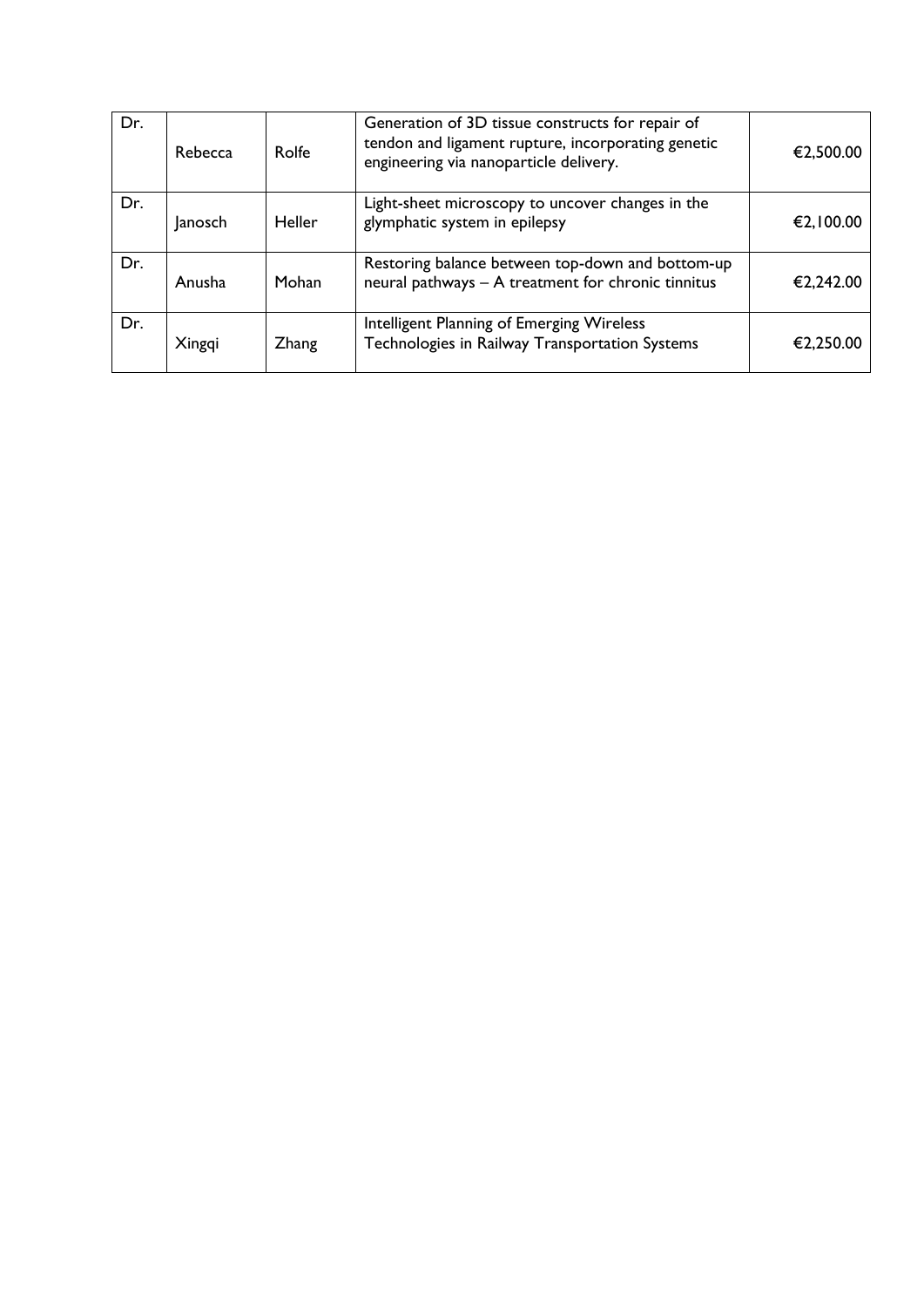| | | | | |
|---|---|---|---|---|
| Dr. | Rebecca | Rolfe | Generation of 3D tissue constructs for repair of tendon and ligament rupture, incorporating genetic engineering via nanoparticle delivery. | €2,500.00 |
| Dr. | Janosch | Heller | Light-sheet microscopy to uncover changes in the glymphatic system in epilepsy | €2,100.00 |
| Dr. | Anusha | Mohan | Restoring balance between top-down and bottom-up neural pathways – A treatment for chronic tinnitus | €2,242.00 |
| Dr. | Xingqi | Zhang | Intelligent Planning of Emerging Wireless Technologies in Railway Transportation Systems | €2,250.00 |